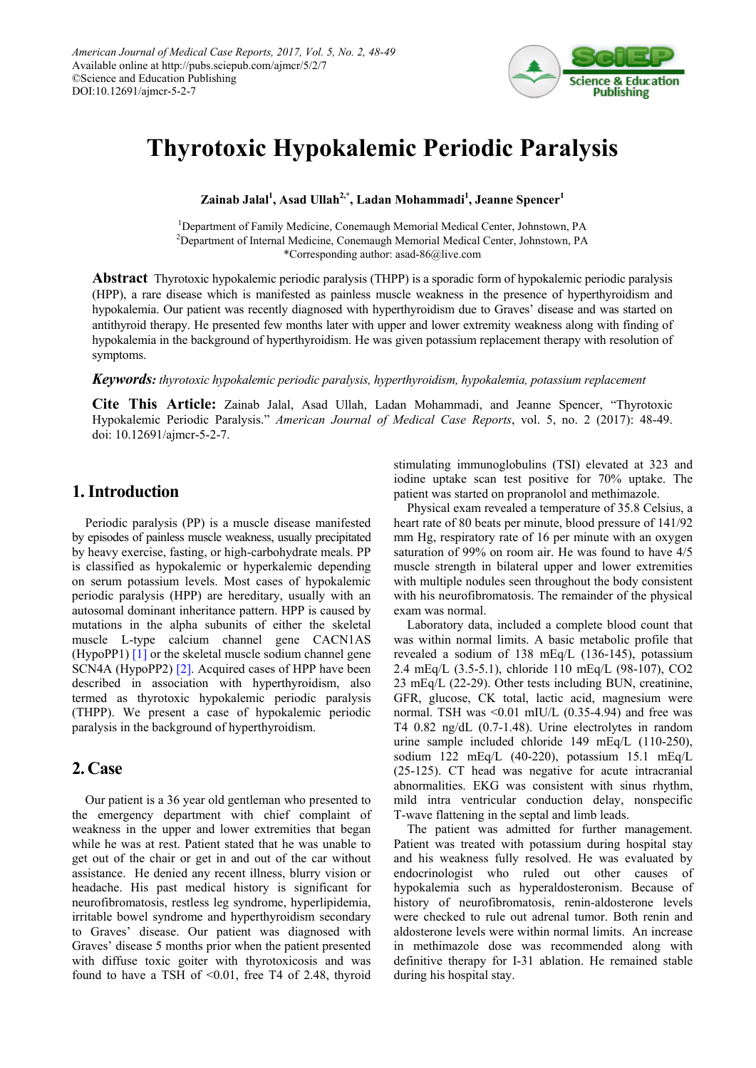# Thyrotoxic Hypokalemic Periodic Paralysis

**Zainab Jalal[1], Asad Ullah[2,*], Ladan Mohammadi[1], Jeanne Spencer[1]**

[1]Department of Family Medicine, Conemaugh Memorial Medical Center, Johnstown, PA
[2]Department of Internal Medicine, Conemaugh Memorial Medical Center, Johnstown, PA
*Corresponding author: asad-86@live.com

**Abstract** Thyrotoxic hypokalemic periodic paralysis (THPP) is a sporadic form of hypokalemic periodic paralysis (HPP), a rare disease which is manifested as painless muscle weakness in the presence of hyperthyroidism and hypokalemia. Our patient was recently diagnosed with hyperthyroidism due to Graves' disease and was started on antithyroid therapy. He presented few months later with upper and lower extremity weakness along with finding of hypokalemia in the background of hyperthyroidism. He was given potassium replacement therapy with resolution of symptoms.

***Keywords:*** *thyrotoxic hypokalemic periodic paralysis, hyperthyroidism, hypokalemia, potassium replacement*

**Cite This Article:** Zainab Jalal, Asad Ullah, Ladan Mohammadi, and Jeanne Spencer, "Thyrotoxic Hypokalemic Periodic Paralysis." *American Journal of Medical Case Reports*, vol. 5, no. 2 (2017): 48-49. doi: 10.12691/ajmcr-5-2-7.

## 1. Introduction

Periodic paralysis (PP) is a muscle disease manifested by episodes of painless muscle weakness, usually precipitated by heavy exercise, fasting, or high-carbohydrate meals. PP is classified as hypokalemic or hyperkalemic depending on serum potassium levels. Most cases of hypokalemic periodic paralysis (HPP) are hereditary, usually with an autosomal dominant inheritance pattern. HPP is caused by mutations in the alpha subunits of either the skeletal muscle L-type calcium channel gene CACN1AS (HypoPP1) [1] or the skeletal muscle sodium channel gene SCN4A (HypoPP2) [2]. Acquired cases of HPP have been described in association with hyperthyroidism, also termed as thyrotoxic hypokalemic periodic paralysis (THPP). We present a case of hypokalemic periodic paralysis in the background of hyperthyroidism.

## 2. Case

Our patient is a 36 year old gentleman who presented to the emergency department with chief complaint of weakness in the upper and lower extremities that began while he was at rest. Patient stated that he was unable to get out of the chair or get in and out of the car without assistance. He denied any recent illness, blurry vision or headache. His past medical history is significant for neurofibromatosis, restless leg syndrome, hyperlipidemia, irritable bowel syndrome and hyperthyroidism secondary to Graves' disease. Our patient was diagnosed with Graves' disease 5 months prior when the patient presented with diffuse toxic goiter with thyrotoxicosis and was found to have a TSH of <0.01, free T4 of 2.48, thyroid stimulating immunoglobulins (TSI) elevated at 323 and iodine uptake scan test positive for 70% uptake. The patient was started on propranolol and methimazole.

Physical exam revealed a temperature of 35.8 Celsius, a heart rate of 80 beats per minute, blood pressure of 141/92 mm Hg, respiratory rate of 16 per minute with an oxygen saturation of 99% on room air. He was found to have 4/5 muscle strength in bilateral upper and lower extremities with multiple nodules seen throughout the body consistent with his neurofibromatosis. The remainder of the physical exam was normal.

Laboratory data, included a complete blood count that was within normal limits. A basic metabolic profile that revealed a sodium of 138 mEq/L (136-145), potassium 2.4 mEq/L (3.5-5.1), chloride 110 mEq/L (98-107), CO2 23 mEq/L (22-29). Other tests including BUN, creatinine, GFR, glucose, CK total, lactic acid, magnesium were normal. TSH was <0.01 mIU/L (0.35-4.94) and free was T4 0.82 ng/dL (0.7-1.48). Urine electrolytes in random urine sample included chloride 149 mEq/L (110-250), sodium 122 mEq/L (40-220), potassium 15.1 mEq/L (25-125). CT head was negative for acute intracranial abnormalities. EKG was consistent with sinus rhythm, mild intra ventricular conduction delay, nonspecific T-wave flattening in the septal and limb leads.

The patient was admitted for further management. Patient was treated with potassium during hospital stay and his weakness fully resolved. He was evaluated by endocrinologist who ruled out other causes of hypokalemia such as hyperaldosteronism. Because of history of neurofibromatosis, renin-aldosterone levels were checked to rule out adrenal tumor. Both renin and aldosterone levels were within normal limits. An increase in methimazole dose was recommended along with definitive therapy for I-31 ablation. He remained stable during his hospital stay.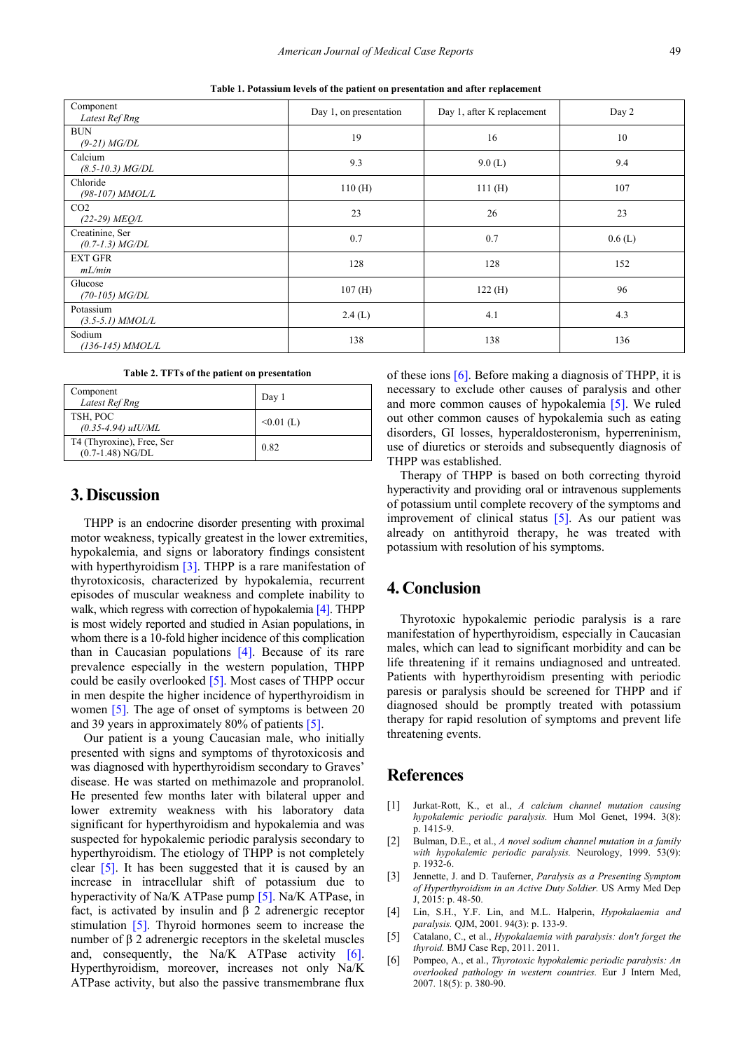**Table 1. Potassium levels of the patient on presentation and after replacement**

| Component *Latest Ref Rng* | Day 1, on presentation | Day 1, after K replacement | Day 2 |
|---|---|---|---|
| BUN *(9-21) MG/DL* | 19 | 16 | 10 |
| Calcium *(8.5-10.3) MG/DL* | 9.3 | 9.0 (L) | 9.4 |
| Chloride *(98-107) MMOL/L* | 110 (H) | 111 (H) | 107 |
| CO2 *(22-29) MEQ/L* | 23 | 26 | 23 |
| Creatinine, Ser *(0.7-1.3) MG/DL* | 0.7 | 0.7 | 0.6 (L) |
| EXT GFR *mL/min* | 128 | 128 | 152 |
| Glucose *(70-105) MG/DL* | 107 (H) | 122 (H) | 96 |
| Potassium *(3.5-5.1) MMOL/L* | 2.4 (L) | 4.1 | 4.3 |
| Sodium *(136-145) MMOL/L* | 138 | 138 | 136 |

**Table 2. TFTs of the patient on presentation**

| Component *Latest Ref Rng* | Day 1 |
|---|---|
| TSH, POC *(0.35-4.94) uIU/ML* | <0.01 (L) |
| T4 (Thyroxine), Free, Ser (0.7-1.48) NG/DL | 0.82 |

## 3. Discussion

THPP is an endocrine disorder presenting with proximal motor weakness, typically greatest in the lower extremities, hypokalemia, and signs or laboratory findings consistent with hyperthyroidism [3]. THPP is a rare manifestation of thyrotoxicosis, characterized by hypokalemia, recurrent episodes of muscular weakness and complete inability to walk, which regress with correction of hypokalemia [4]. THPP is most widely reported and studied in Asian populations, in whom there is a 10-fold higher incidence of this complication than in Caucasian populations [4]. Because of its rare prevalence especially in the western population, THPP could be easily overlooked [5]. Most cases of THPP occur in men despite the higher incidence of hyperthyroidism in women [5]. The age of onset of symptoms is between 20 and 39 years in approximately 80% of patients [5].

Our patient is a young Caucasian male, who initially presented with signs and symptoms of thyrotoxicosis and was diagnosed with hyperthyroidism secondary to Graves' disease. He was started on methimazole and propranolol. He presented few months later with bilateral upper and lower extremity weakness with his laboratory data significant for hyperthyroidism and hypokalemia and was suspected for hypokalemic periodic paralysis secondary to hyperthyroidism. The etiology of THPP is not completely clear [5]. It has been suggested that it is caused by an increase in intracellular shift of potassium due to hyperactivity of Na/K ATPase pump [5]. Na/K ATPase, in fact, is activated by insulin and β 2 adrenergic receptor stimulation [5]. Thyroid hormones seem to increase the number of β 2 adrenergic receptors in the skeletal muscles and, consequently, the Na/K ATPase activity [6]. Hyperthyroidism, moreover, increases not only Na/K ATPase activity, but also the passive transmembrane flux of these ions [6]. Before making a diagnosis of THPP, it is necessary to exclude other causes of paralysis and other and more common causes of hypokalemia [5]. We ruled out other common causes of hypokalemia such as eating disorders, GI losses, hyperaldosteronism, hyperreninism, use of diuretics or steroids and subsequently diagnosis of THPP was established.

Therapy of THPP is based on both correcting thyroid hyperactivity and providing oral or intravenous supplements of potassium until complete recovery of the symptoms and improvement of clinical status [5]. As our patient was already on antithyroid therapy, he was treated with potassium with resolution of his symptoms.

## 4. Conclusion

Thyrotoxic hypokalemic periodic paralysis is a rare manifestation of hyperthyroidism, especially in Caucasian males, which can lead to significant morbidity and can be life threatening if it remains undiagnosed and untreated. Patients with hyperthyroidism presenting with periodic paresis or paralysis should be screened for THPP and if diagnosed should be promptly treated with potassium therapy for rapid resolution of symptoms and prevent life threatening events.

## References

[1] Jurkat-Rott, K., et al., *A calcium channel mutation causing hypokalemic periodic paralysis.* Hum Mol Genet, 1994. 3(8): p. 1415-9.

[2] Bulman, D.E., et al., *A novel sodium channel mutation in a family with hypokalemic periodic paralysis.* Neurology, 1999. 53(9): p. 1932-6.

[3] Jennette, J. and D. Tauferner, *Paralysis as a Presenting Symptom of Hyperthyroidism in an Active Duty Soldier.* US Army Med Dep J, 2015: p. 48-50.

[4] Lin, S.H., Y.F. Lin, and M.L. Halperin, *Hypokalaemia and paralysis.* QJM, 2001. 94(3): p. 133-9.

[5] Catalano, C., et al., *Hypokalaemia with paralysis: don't forget the thyroid.* BMJ Case Rep, 2011. 2011.

[6] Pompeo, A., et al., *Thyrotoxic hypokalemic periodic paralysis: An overlooked pathology in western countries.* Eur J Intern Med, 2007. 18(5): p. 380-90.